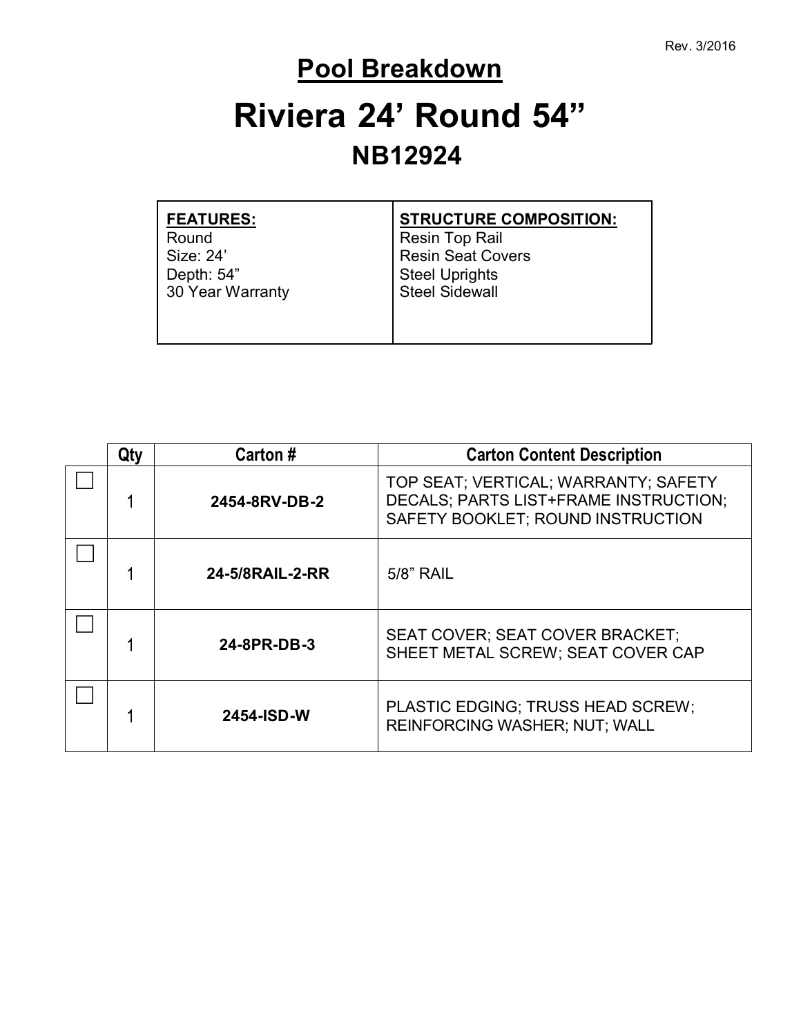Rev. 3/2016

# Pool Breakdown

# Riviera 24’ Round 54”

## NB12924

| FEATURES: | STRUCTURE COMPOSITION: |
|---|---|
| Round<br>Size: 24’<br>Depth: 54”<br>30 Year Warranty | Resin Top Rail<br>Resin Seat Covers<br>Steel Uprights<br>Steel Sidewall |

| | Qty | Carton # | Carton Content Description |
|---|---|---|---|
| ☐ | 1 | **2454-8RV-DB-2** | TOP SEAT; VERTICAL; WARRANTY; SAFETY DECALS; PARTS LIST+FRAME INSTRUCTION; SAFETY BOOKLET; ROUND INSTRUCTION |
| ☐ | 1 | **24-5/8RAIL-2-RR** | 5/8” RAIL |
| ☐ | 1 | **24-8PR-DB-3** | SEAT COVER; SEAT COVER BRACKET; SHEET METAL SCREW; SEAT COVER CAP |
| ☐ | 1 | **2454-ISD-W** | PLASTIC EDGING; TRUSS HEAD SCREW; REINFORCING WASHER; NUT; WALL |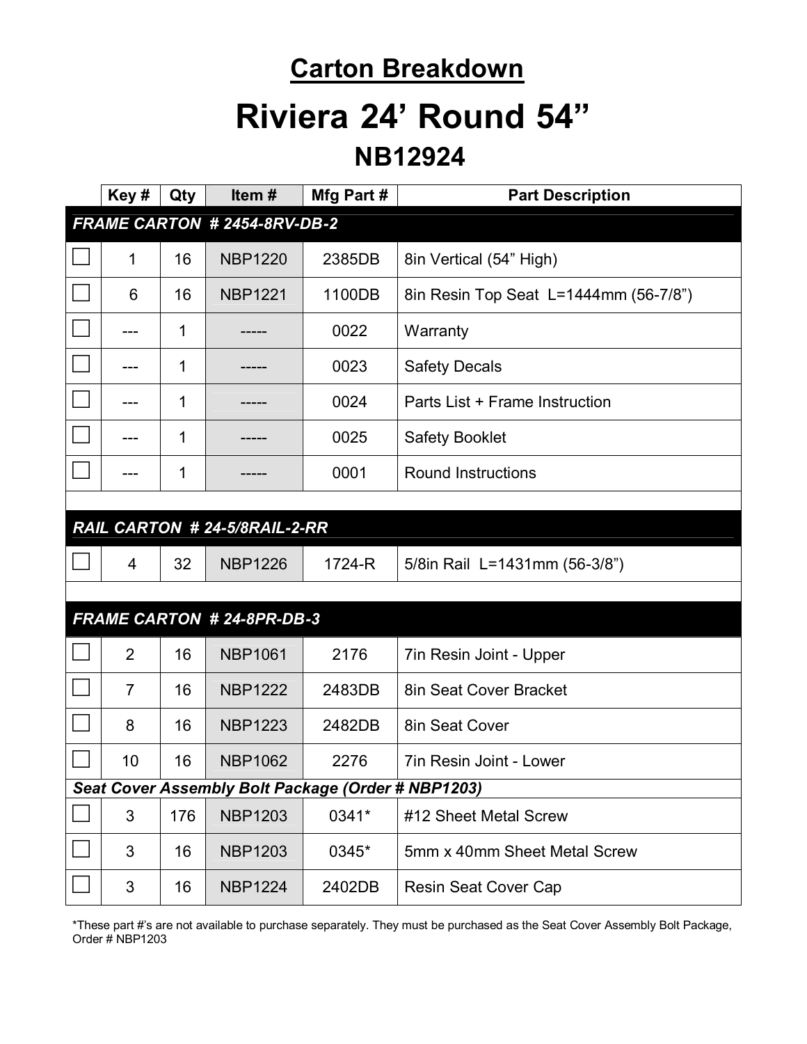# Carton Breakdown

# Riviera 24' Round 54"

## NB12924

| | Key # | Qty | Item # | Mfg Part # | Part Description |
|---|---|---|---|---|---|
| ***FRAME CARTON # 2454-8RV-DB-2*** | | | | | |
| ☐ | 1 | 16 | NBP1220 | 2385DB | 8in Vertical (54" High) |
| ☐ | 6 | 16 | NBP1221 | 1100DB | 8in Resin Top Seat L=1444mm (56-7/8") |
| ☐ | --- | 1 | ----- | 0022 | Warranty |
| ☐ | --- | 1 | ----- | 0023 | Safety Decals |
| ☐ | --- | 1 | ----- | 0024 | Parts List + Frame Instruction |
| ☐ | --- | 1 | ----- | 0025 | Safety Booklet |
| ☐ | --- | 1 | ----- | 0001 | Round Instructions |
| | | | | | |
| ***RAIL CARTON # 24-5/8RAIL-2-RR*** | | | | | |
| ☐ | 4 | 32 | NBP1226 | 1724-R | 5/8in Rail L=1431mm (56-3/8") |
| | | | | | |
| ***FRAME CARTON # 24-8PR-DB-3*** | | | | | |
| ☐ | 2 | 16 | NBP1061 | 2176 | 7in Resin Joint - Upper |
| ☐ | 7 | 16 | NBP1222 | 2483DB | 8in Seat Cover Bracket |
| ☐ | 8 | 16 | NBP1223 | 2482DB | 8in Seat Cover |
| ☐ | 10 | 16 | NBP1062 | 2276 | 7in Resin Joint - Lower |
| ***Seat Cover Assembly Bolt Package (Order # NBP1203)*** | | | | | |
| ☐ | 3 | 176 | NBP1203 | 0341* | #12 Sheet Metal Screw |
| ☐ | 3 | 16 | NBP1203 | 0345* | 5mm x 40mm Sheet Metal Screw |
| ☐ | 3 | 16 | NBP1224 | 2402DB | Resin Seat Cover Cap |

*These part #'s are not available to purchase separately. They must be purchased as the Seat Cover Assembly Bolt Package, Order # NBP1203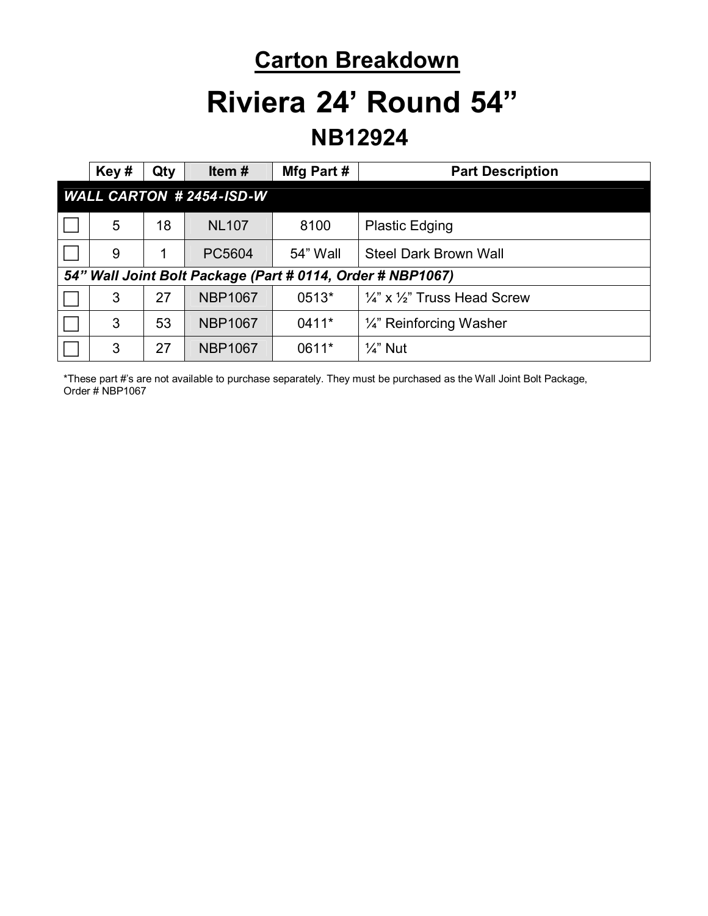# Carton Breakdown

# Riviera 24' Round 54"

## NB12924

| | Key # | Qty | Item # | Mfg Part # | Part Description |
|---|---|---|---|---|---|
| ***WALL CARTON # 2454-ISD-W*** | | | | | |
| ☐ | 5 | 18 | NL107 | 8100 | Plastic Edging |
| ☐ | 9 | 1 | PC5604 | 54" Wall | Steel Dark Brown Wall |
| ***54" Wall Joint Bolt Package (Part # 0114, Order # NBP1067)*** | | | | | |
| ☐ | 3 | 27 | NBP1067 | 0513* | ¼" x ½" Truss Head Screw |
| ☐ | 3 | 53 | NBP1067 | 0411* | ¼" Reinforcing Washer |
| ☐ | 3 | 27 | NBP1067 | 0611* | ¼" Nut |

*These part #'s are not available to purchase separately. They must be purchased as the Wall Joint Bolt Package, Order # NBP1067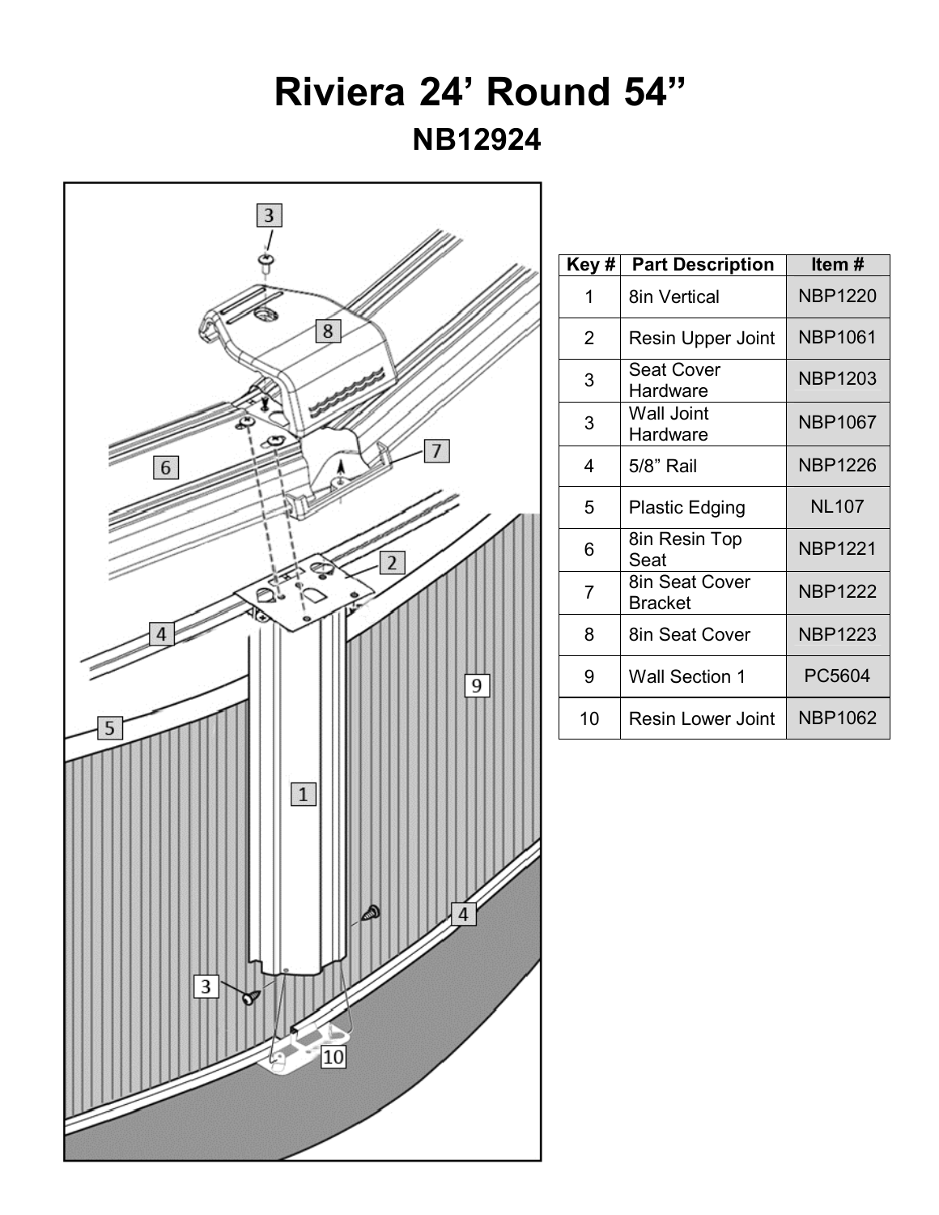# Riviera 24' Round 54"

## NB12924

| Key # | Part Description | Item # |
|---|---|---|
| 1 | 8in Vertical | NBP1220 |
| 2 | Resin Upper Joint | NBP1061 |
| 3 | Seat Cover Hardware | NBP1203 |
| 3 | Wall Joint Hardware | NBP1067 |
| 4 | 5/8" Rail | NBP1226 |
| 5 | Plastic Edging | NL107 |
| 6 | 8in Resin Top Seat | NBP1221 |
| 7 | 8in Seat Cover Bracket | NBP1222 |
| 8 | 8in Seat Cover | NBP1223 |
| 9 | Wall Section 1 | PC5604 |
| 10 | Resin Lower Joint | NBP1062 |